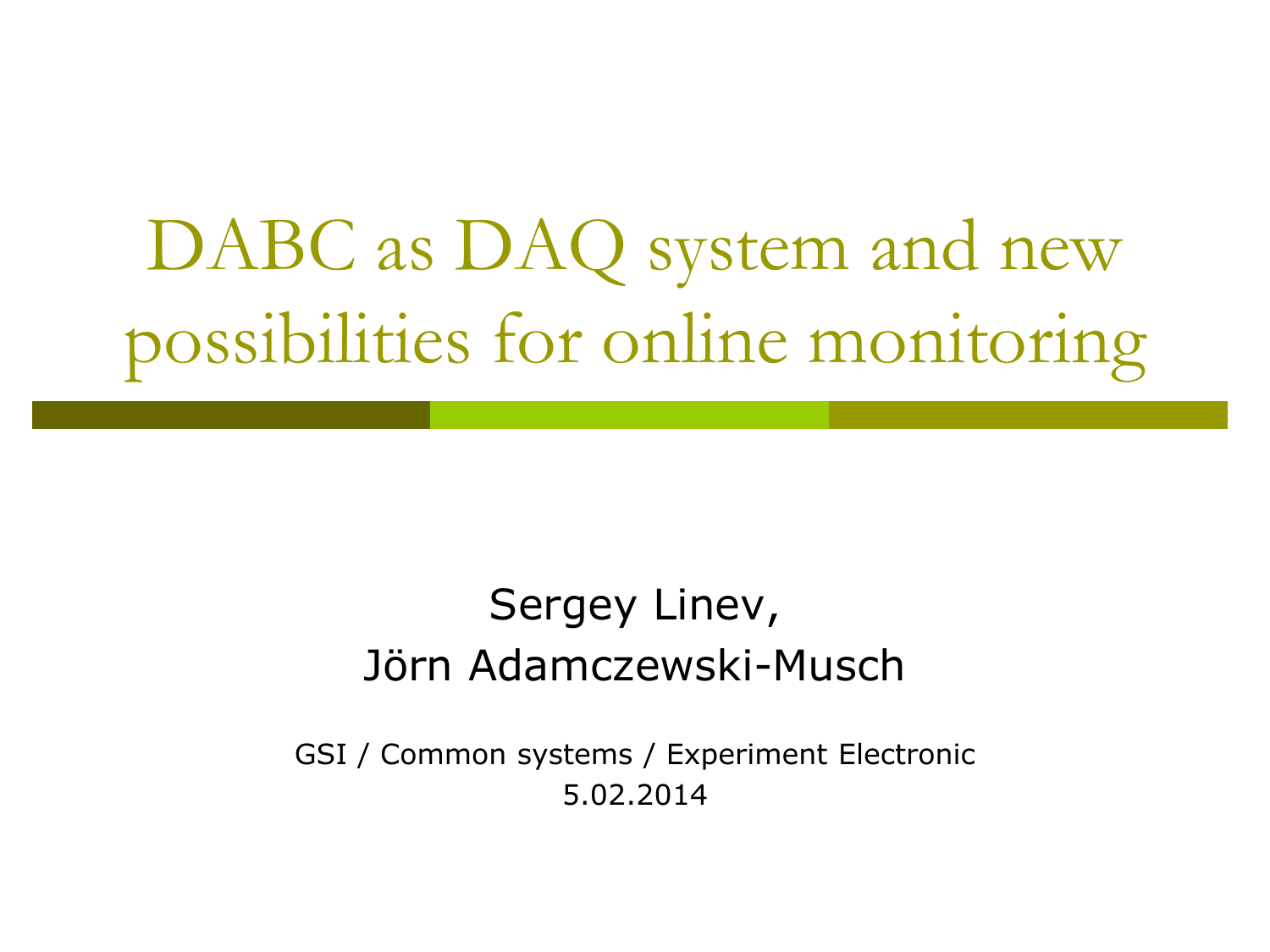# DABC as DAQ system and new possibilities for online monitoring

Sergey Linev,
Jörn Adamczewski-Musch

GSI / Common systems / Experiment Electronic
5.02.2014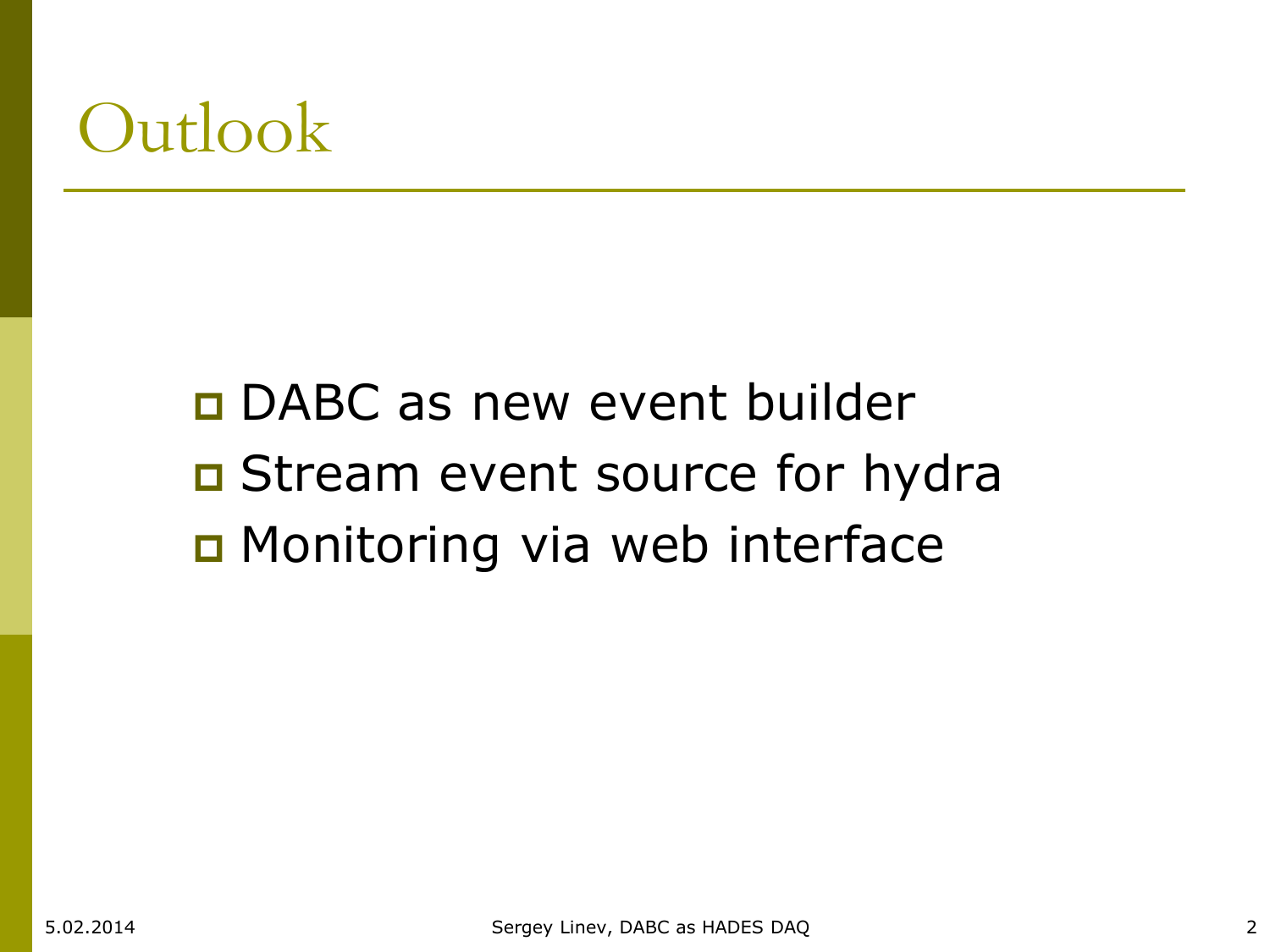# Outlook

- DABC as new event builder
- Stream event source for hydra
- Monitoring via web interface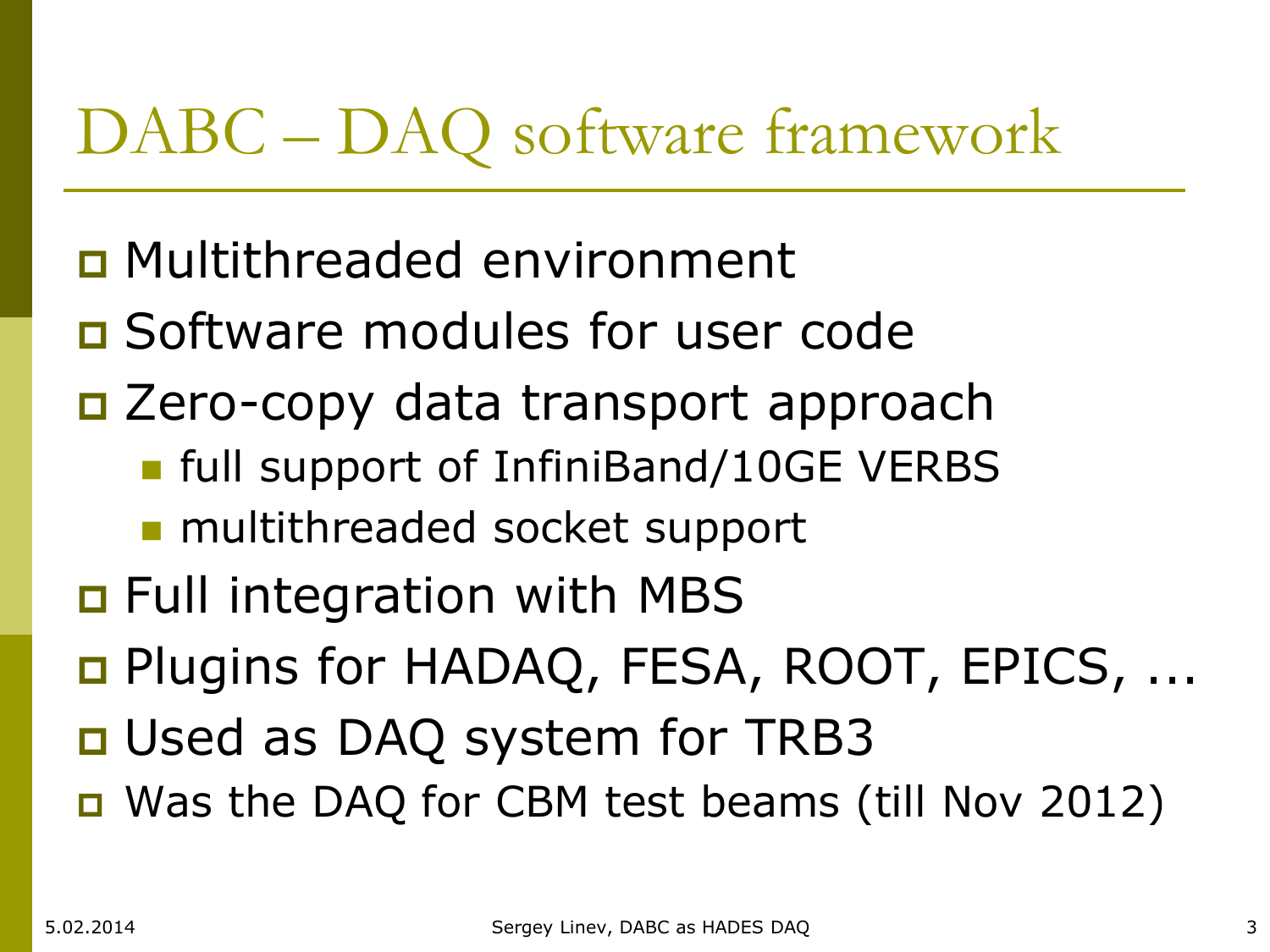# DABC – DAQ software framework

- Multithreaded environment
- Software modules for user code
- Zero-copy data transport approach
  - full support of InfiniBand/10GE VERBS
  - multithreaded socket support
- Full integration with MBS
- Plugins for HADAQ, FESA, ROOT, EPICS, ...
- Used as DAQ system for TRB3
- Was the DAQ for CBM test beams (till Nov 2012)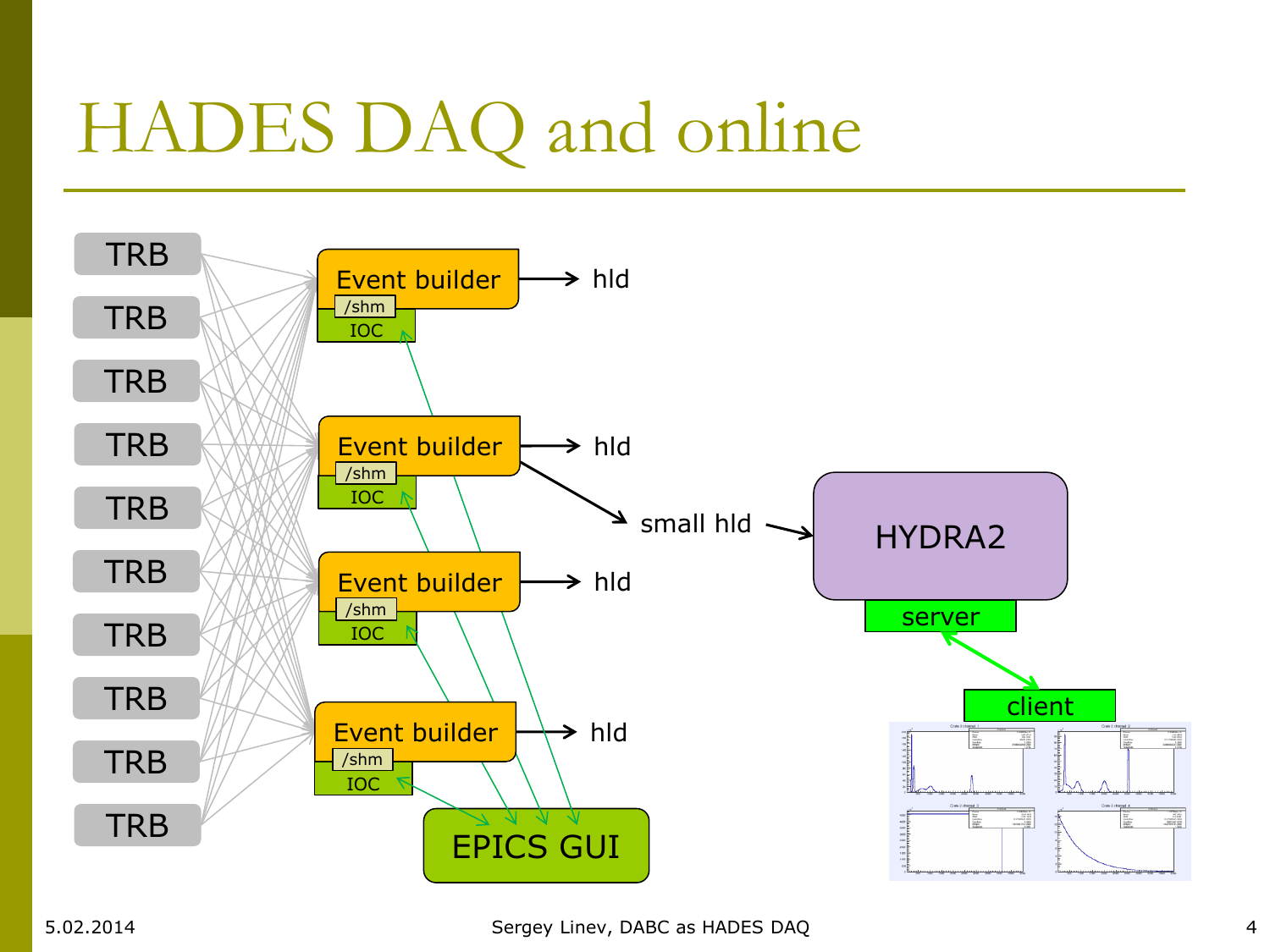# HADES DAQ and online

TRB

TRB

TRB

TRB

TRB

TRB

TRB

TRB

TRB

TRB

Event builder → hld

/shm

IOC

Event builder → hld

/shm

IOC

small hld

Event builder → hld

/shm

IOC

Event builder → hld

/shm

IOC

EPICS GUI

HYDRA2

server

client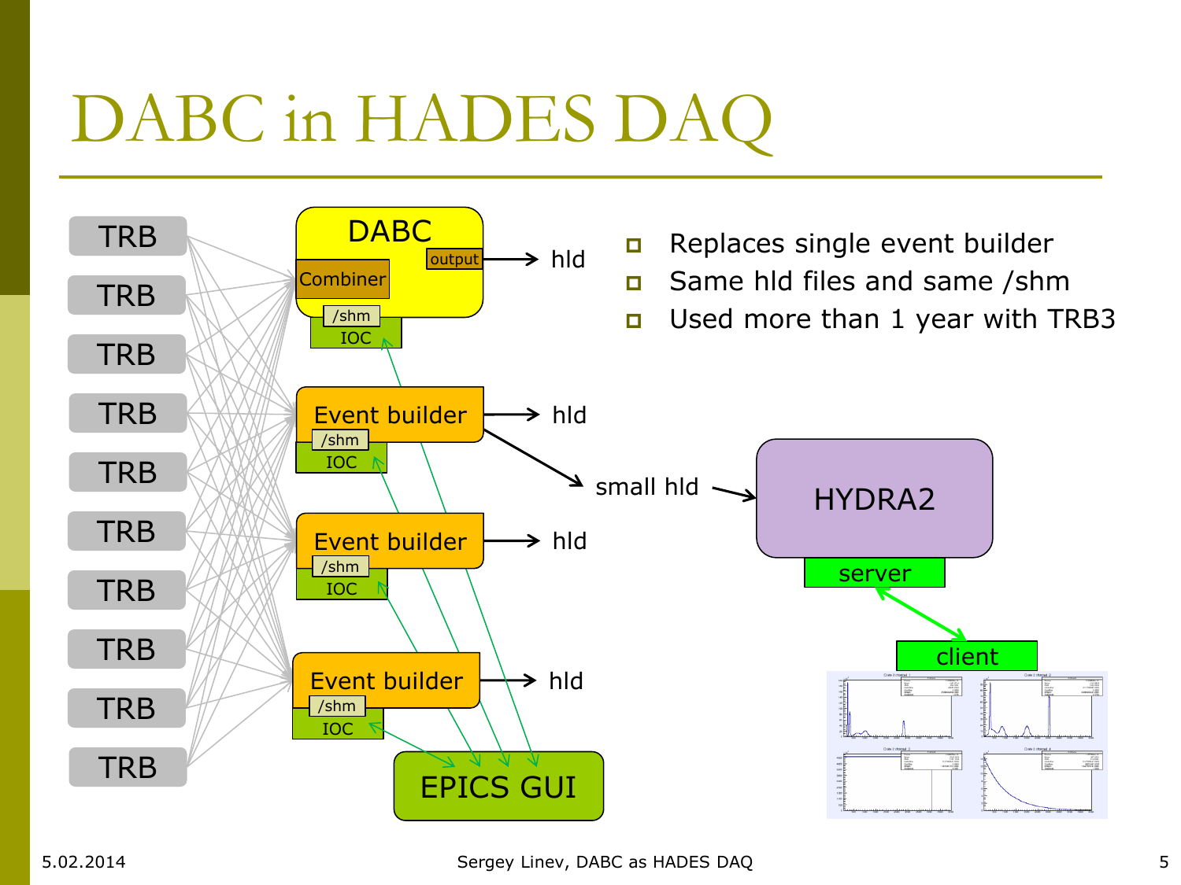# DABC in HADES DAQ

- Replaces single event builder
- Same hld files and same /shm
- Used more than 1 year with TRB3

TRB
TRB
TRB
TRB
TRB
TRB
TRB
TRB
TRB
TRB

DABC
Combiner
output
/shm
IOC
hld

Event builder
/shm
IOC
hld

small hld

HYDRA2
server
client

Event builder
/shm
IOC
hld

Event builder
/shm
IOC
hld

EPICS GUI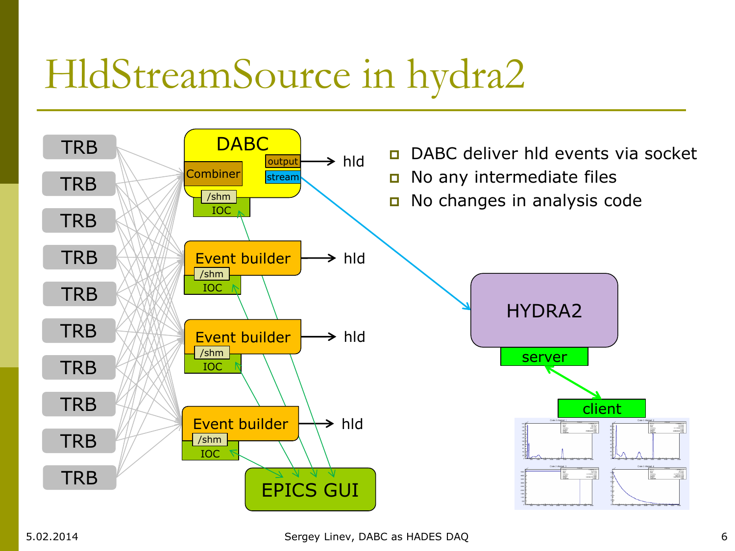# HldStreamSource in hydra2

- DABC deliver hld events via socket
- No any intermediate files
- No changes in analysis code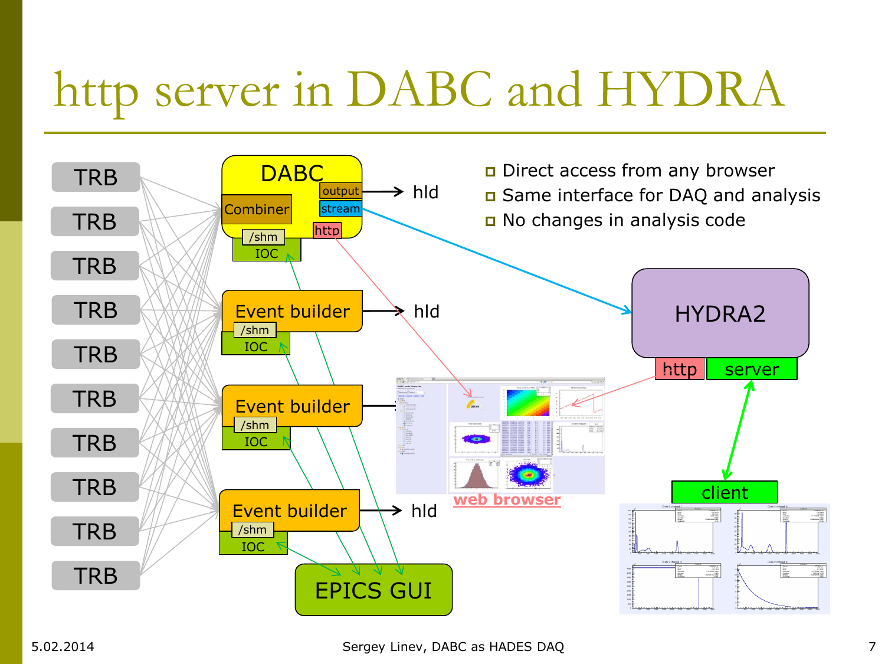# http server in DABC and HYDRA

- Direct access from any browser
- Same interface for DAQ and analysis
- No changes in analysis code

TRB
TRB
TRB
TRB
TRB
TRB
TRB
TRB
TRB
TRB

DABC
Combiner
output → hld
stream
http
/shm
IOC

Event builder → hld
/shm
IOC

Event builder
/shm
IOC

Event builder → hld
/shm
IOC

EPICS GUI

HYDRA2
http
server
client

web browser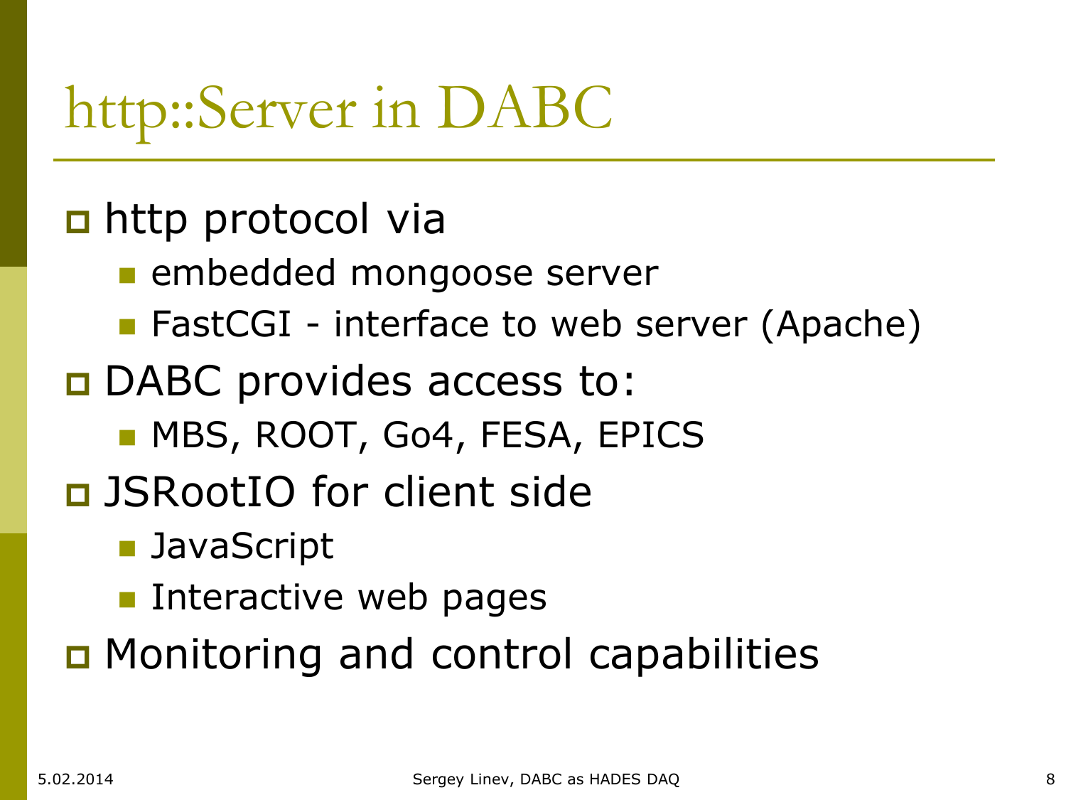# http::Server in DABC

- http protocol via
  - embedded mongoose server
  - FastCGI - interface to web server (Apache)
- DABC provides access to:
  - MBS, ROOT, Go4, FESA, EPICS
- JSRootIO for client side
  - JavaScript
  - Interactive web pages
- Monitoring and control capabilities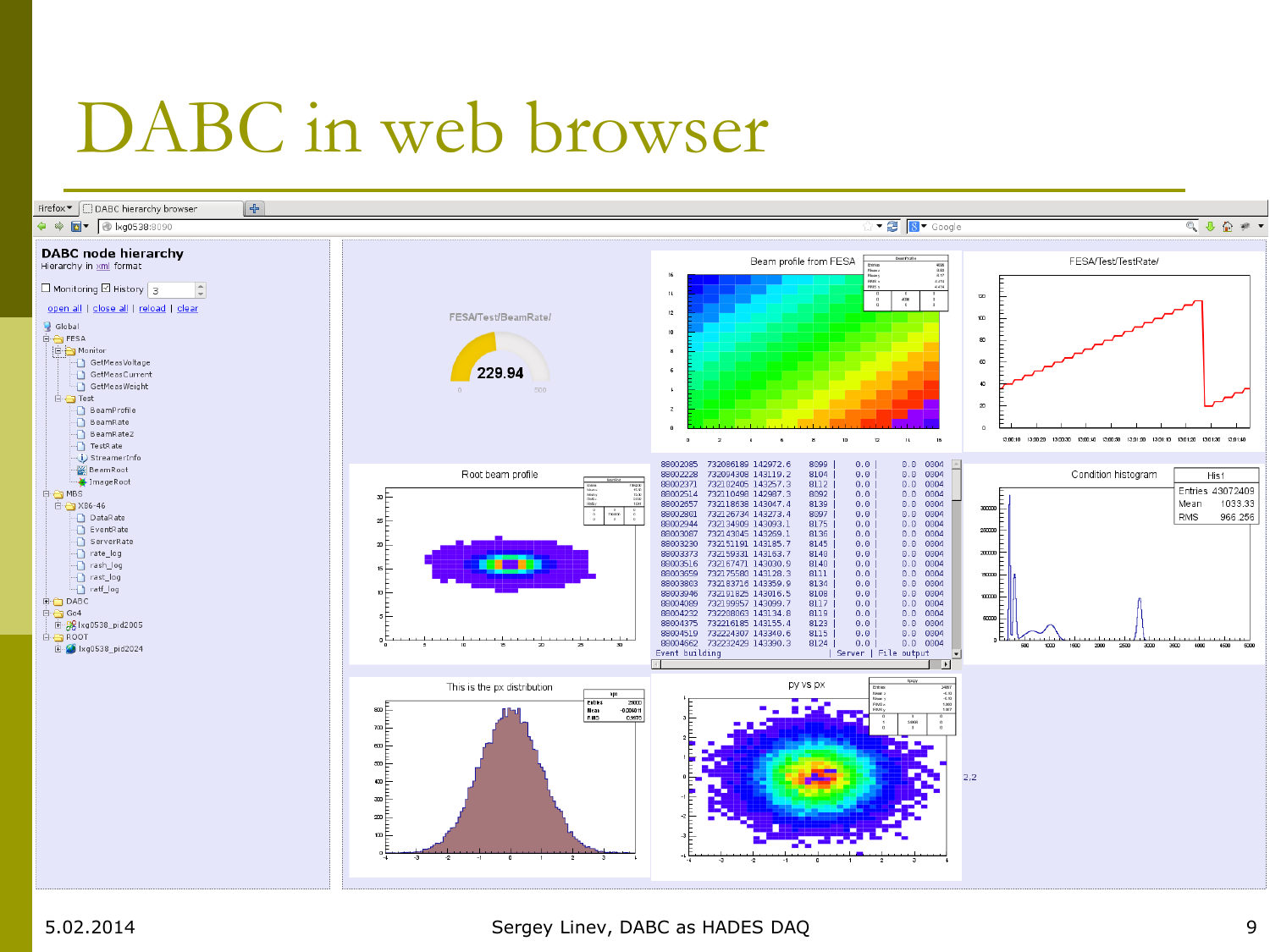# DABC in web browser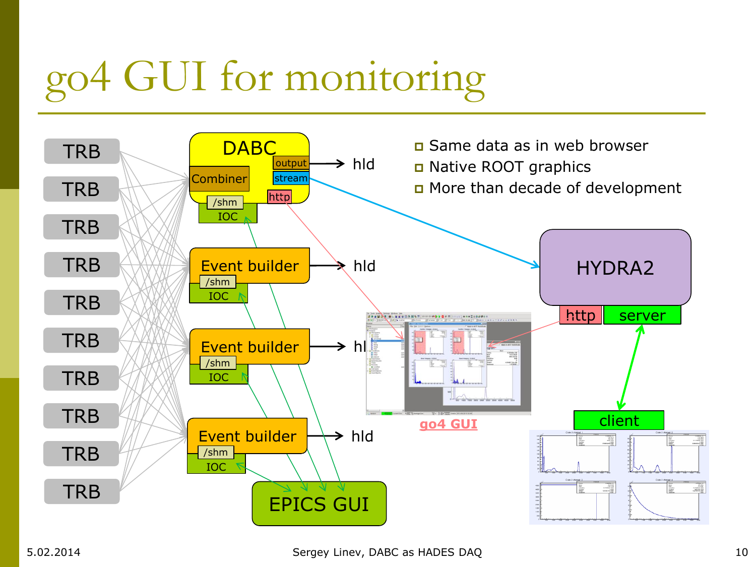# go4 GUI for monitoring

- Same data as in web browser
- Native ROOT graphics
- More than decade of development

TRB · TRB · TRB · TRB · TRB · TRB · TRB · TRB · TRB · TRB

DABC: Combiner, output → hld, stream → HYDRA2, http, /shm, IOC

Event builder: /shm, IOC → hld

Event builder: /shm, IOC → hld

Event builder: /shm, IOC → hld

HYDRA2: http, server ↔ client

go4 GUI

EPICS GUI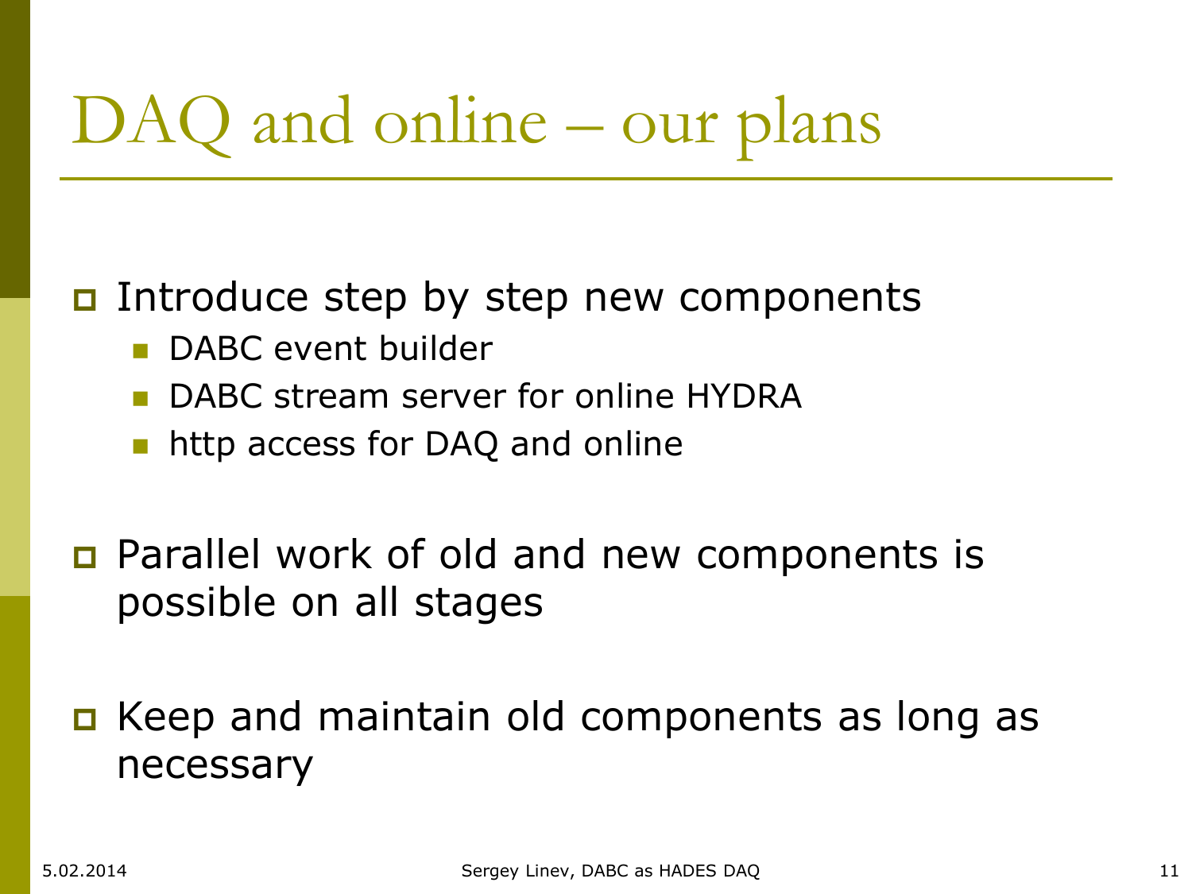# DAQ and online – our plans

- Introduce step by step new components
  - DABC event builder
  - DABC stream server for online HYDRA
  - http access for DAQ and online
- Parallel work of old and new components is possible on all stages
- Keep and maintain old components as long as necessary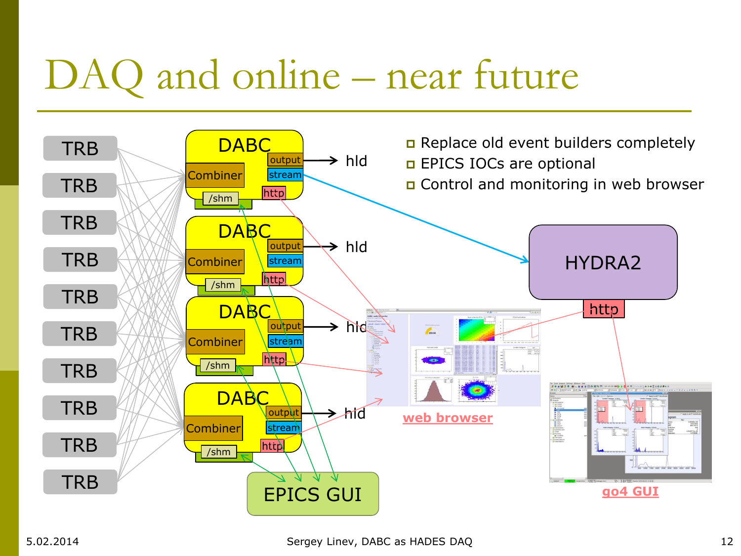# DAQ and online – near future

- Replace old event builders completely
- EPICS IOCs are optional
- Control and monitoring in web browser

TRB
TRB
TRB
TRB
TRB
TRB
TRB
TRB
TRB
TRB

DABC: Combiner, output, stream, http, /shm → hld

DABC: Combiner, output, stream, http, /shm → hld

DABC: Combiner, output, stream, http, /shm → hld

DABC: Combiner, output, stream, http, /shm → hld

HYDRA2: http

EPICS GUI

web browser

go4 GUI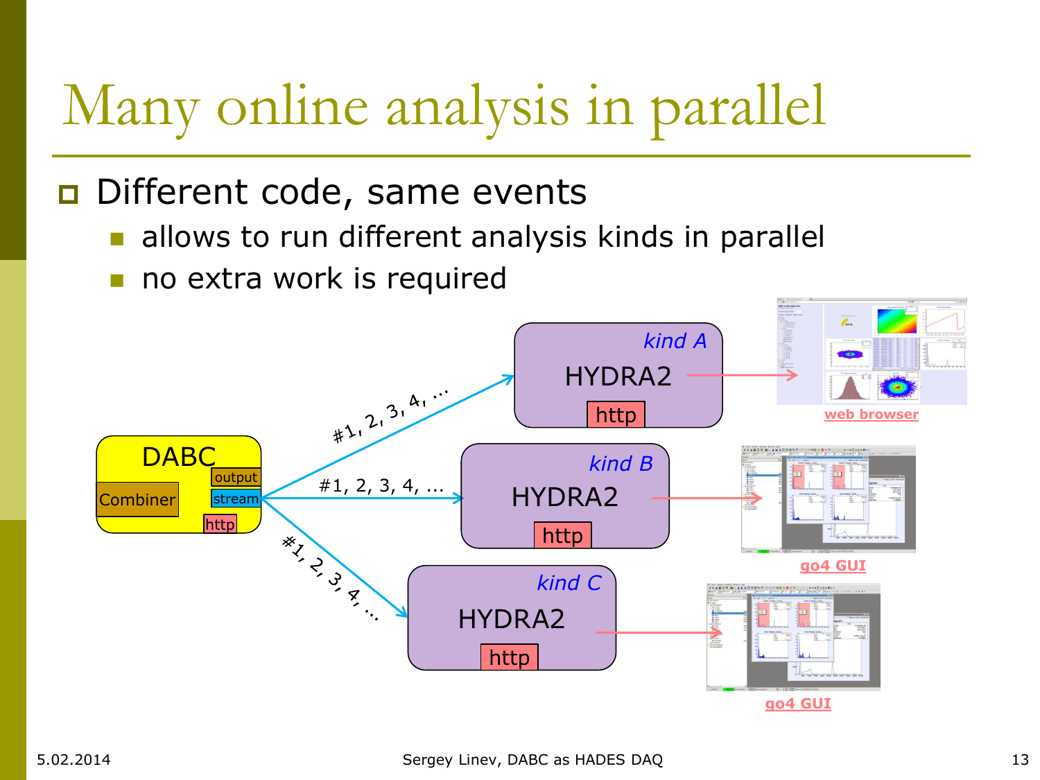# Many online analysis in parallel

- Different code, same events
  - allows to run different analysis kinds in parallel
  - no extra work is required

DABC

Combiner | output | stream | http

#1, 2, 3, 4, …

*kind A*

HYDRA2

http

web browser

*kind B*

HYDRA2

http

go4 GUI

*kind C*

HYDRA2

http

go4 GUI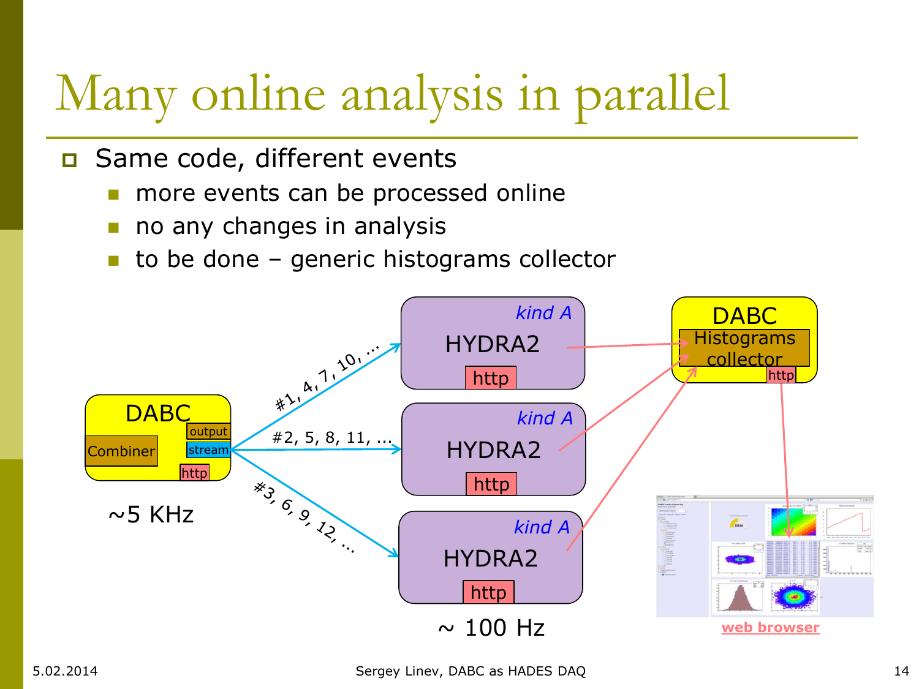# Many online analysis in parallel

- Same code, different events
  - more events can be processed online
  - no any changes in analysis
  - to be done – generic histograms collector

DABC

Combiner

output

stream

http

~5 KHz

#1, 4, 7, 10, ...

#2, 5, 8, 11, ...

#3, 6, 9, 12, ...

kind A

HYDRA2

http

kind A

HYDRA2

http

kind A

HYDRA2

http

~ 100 Hz

DABC

Histograms collector

http

web browser